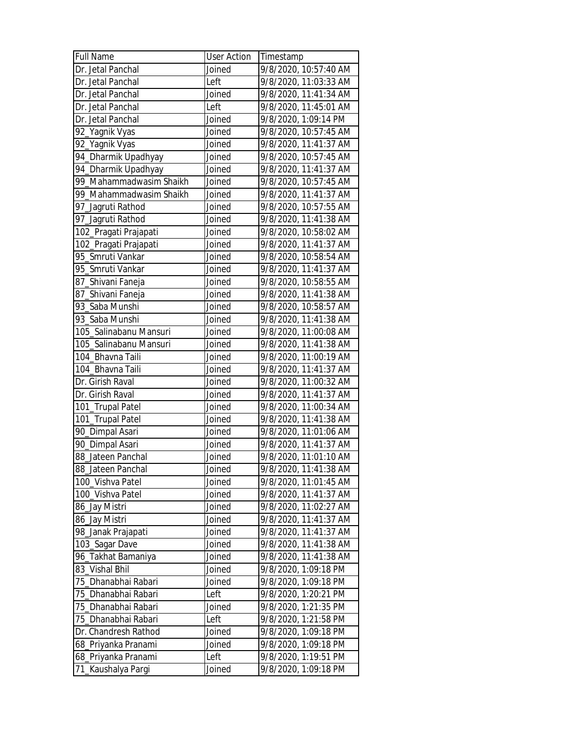| Full Name | User Action | Timestamp |
|---|---|---|
| Dr. Jetal Panchal | Joined | 9/8/2020, 10:57:40 AM |
| Dr. Jetal Panchal | Left | 9/8/2020, 11:03:33 AM |
| Dr. Jetal Panchal | Joined | 9/8/2020, 11:41:34 AM |
| Dr. Jetal Panchal | Left | 9/8/2020, 11:45:01 AM |
| Dr. Jetal Panchal | Joined | 9/8/2020, 1:09:14 PM |
| 92_Yagnik Vyas | Joined | 9/8/2020, 10:57:45 AM |
| 92_Yagnik Vyas | Joined | 9/8/2020, 11:41:37 AM |
| 94_Dharmik Upadhyay | Joined | 9/8/2020, 10:57:45 AM |
| 94_Dharmik Upadhyay | Joined | 9/8/2020, 11:41:37 AM |
| 99_Mahammadwasim Shaikh | Joined | 9/8/2020, 10:57:45 AM |
| 99_Mahammadwasim Shaikh | Joined | 9/8/2020, 11:41:37 AM |
| 97_Jagruti Rathod | Joined | 9/8/2020, 10:57:55 AM |
| 97_Jagruti Rathod | Joined | 9/8/2020, 11:41:38 AM |
| 102_Pragati Prajapati | Joined | 9/8/2020, 10:58:02 AM |
| 102_Pragati Prajapati | Joined | 9/8/2020, 11:41:37 AM |
| 95_Smruti Vankar | Joined | 9/8/2020, 10:58:54 AM |
| 95_Smruti Vankar | Joined | 9/8/2020, 11:41:37 AM |
| 87_Shivani Faneja | Joined | 9/8/2020, 10:58:55 AM |
| 87_Shivani Faneja | Joined | 9/8/2020, 11:41:38 AM |
| 93_Saba Munshi | Joined | 9/8/2020, 10:58:57 AM |
| 93_Saba Munshi | Joined | 9/8/2020, 11:41:38 AM |
| 105_Salinabanu Mansuri | Joined | 9/8/2020, 11:00:08 AM |
| 105_Salinabanu Mansuri | Joined | 9/8/2020, 11:41:38 AM |
| 104_Bhavna Taili | Joined | 9/8/2020, 11:00:19 AM |
| 104_Bhavna Taili | Joined | 9/8/2020, 11:41:37 AM |
| Dr. Girish Raval | Joined | 9/8/2020, 11:00:32 AM |
| Dr. Girish Raval | Joined | 9/8/2020, 11:41:37 AM |
| 101_Trupal Patel | Joined | 9/8/2020, 11:00:34 AM |
| 101_Trupal Patel | Joined | 9/8/2020, 11:41:38 AM |
| 90_Dimpal Asari | Joined | 9/8/2020, 11:01:06 AM |
| 90_Dimpal Asari | Joined | 9/8/2020, 11:41:37 AM |
| 88_Jateen Panchal | Joined | 9/8/2020, 11:01:10 AM |
| 88_Jateen Panchal | Joined | 9/8/2020, 11:41:38 AM |
| 100_Vishva Patel | Joined | 9/8/2020, 11:01:45 AM |
| 100_Vishva Patel | Joined | 9/8/2020, 11:41:37 AM |
| 86_Jay Mistri | Joined | 9/8/2020, 11:02:27 AM |
| 86_Jay Mistri | Joined | 9/8/2020, 11:41:37 AM |
| 98_Janak Prajapati | Joined | 9/8/2020, 11:41:37 AM |
| 103_Sagar Dave | Joined | 9/8/2020, 11:41:38 AM |
| 96_Takhat Bamaniya | Joined | 9/8/2020, 11:41:38 AM |
| 83_Vishal Bhil | Joined | 9/8/2020, 1:09:18 PM |
| 75_Dhanabhai Rabari | Joined | 9/8/2020, 1:09:18 PM |
| 75_Dhanabhai Rabari | Left | 9/8/2020, 1:20:21 PM |
| 75_Dhanabhai Rabari | Joined | 9/8/2020, 1:21:35 PM |
| 75_Dhanabhai Rabari | Left | 9/8/2020, 1:21:58 PM |
| Dr. Chandresh Rathod | Joined | 9/8/2020, 1:09:18 PM |
| 68_Priyanka Pranami | Joined | 9/8/2020, 1:09:18 PM |
| 68_Priyanka Pranami | Left | 9/8/2020, 1:19:51 PM |
| 71_Kaushalya Pargi | Joined | 9/8/2020, 1:09:18 PM |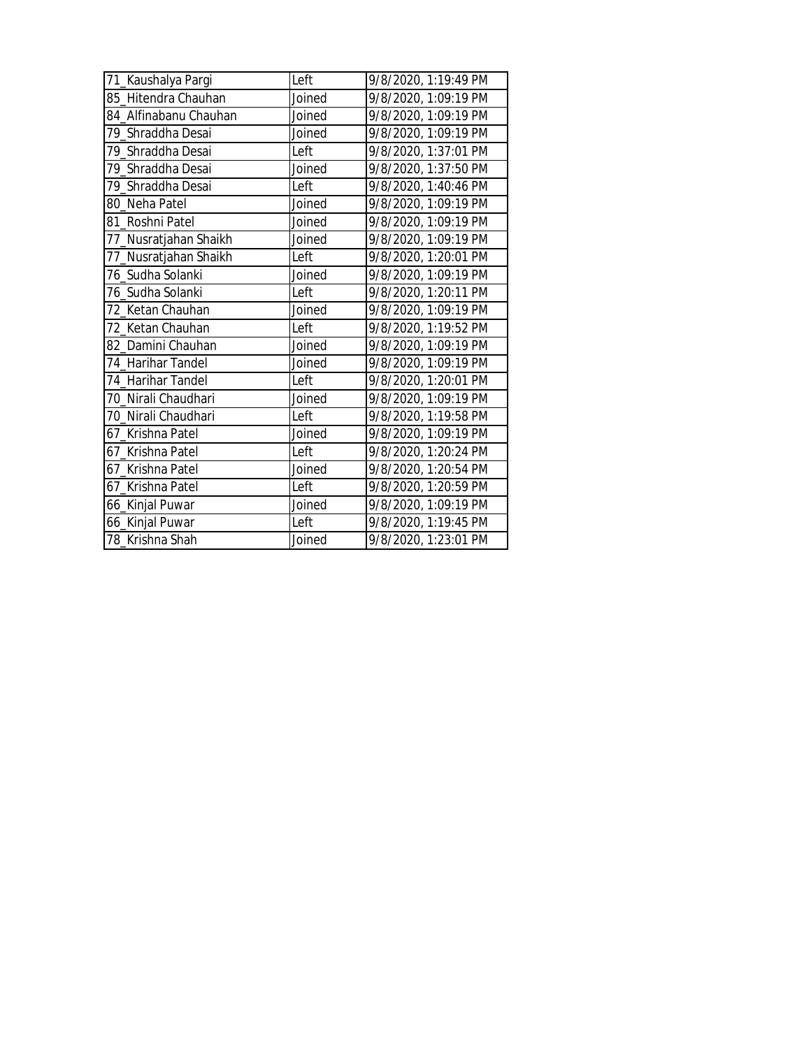| | | |
|---|---|---|
| 71_Kaushalya Pargi | Left | 9/8/2020, 1:19:49 PM |
| 85_Hitendra Chauhan | Joined | 9/8/2020, 1:09:19 PM |
| 84_Alfinabanu Chauhan | Joined | 9/8/2020, 1:09:19 PM |
| 79_Shraddha Desai | Joined | 9/8/2020, 1:09:19 PM |
| 79_Shraddha Desai | Left | 9/8/2020, 1:37:01 PM |
| 79_Shraddha Desai | Joined | 9/8/2020, 1:37:50 PM |
| 79_Shraddha Desai | Left | 9/8/2020, 1:40:46 PM |
| 80_Neha Patel | Joined | 9/8/2020, 1:09:19 PM |
| 81_Roshni Patel | Joined | 9/8/2020, 1:09:19 PM |
| 77_Nusratjahan Shaikh | Joined | 9/8/2020, 1:09:19 PM |
| 77_Nusratjahan Shaikh | Left | 9/8/2020, 1:20:01 PM |
| 76_Sudha Solanki | Joined | 9/8/2020, 1:09:19 PM |
| 76_Sudha Solanki | Left | 9/8/2020, 1:20:11 PM |
| 72_Ketan Chauhan | Joined | 9/8/2020, 1:09:19 PM |
| 72_Ketan Chauhan | Left | 9/8/2020, 1:19:52 PM |
| 82_Damini Chauhan | Joined | 9/8/2020, 1:09:19 PM |
| 74_Harihar Tandel | Joined | 9/8/2020, 1:09:19 PM |
| 74_Harihar Tandel | Left | 9/8/2020, 1:20:01 PM |
| 70_Nirali Chaudhari | Joined | 9/8/2020, 1:09:19 PM |
| 70_Nirali Chaudhari | Left | 9/8/2020, 1:19:58 PM |
| 67_Krishna Patel | Joined | 9/8/2020, 1:09:19 PM |
| 67_Krishna Patel | Left | 9/8/2020, 1:20:24 PM |
| 67_Krishna Patel | Joined | 9/8/2020, 1:20:54 PM |
| 67_Krishna Patel | Left | 9/8/2020, 1:20:59 PM |
| 66_Kinjal Puwar | Joined | 9/8/2020, 1:09:19 PM |
| 66_Kinjal Puwar | Left | 9/8/2020, 1:19:45 PM |
| 78_Krishna Shah | Joined | 9/8/2020, 1:23:01 PM |